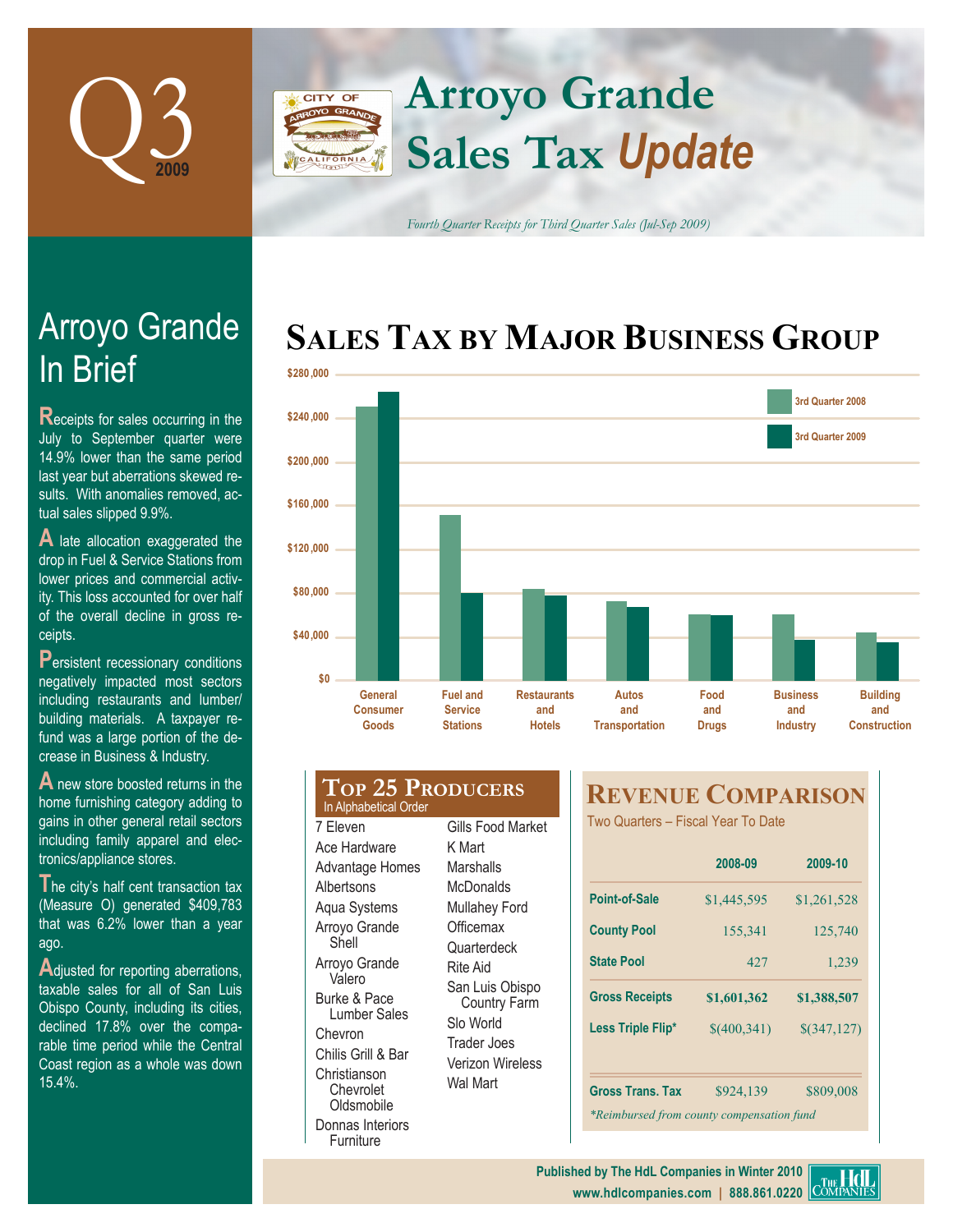# Q3 2009

# Arroyo Grande Sales Tax *Update*

*Fourth Quarter Receipts for Third Quarter Sales (Jul-Sep 2009)*

## Arroyo Grande In Brief

Receipts for sales occurring in the July to September quarter were 14.9% lower than the same period last year but aberrations skewed results. With anomalies removed, actual sales slipped 9.9%.

A late allocation exaggerated the drop in Fuel & Service Stations from lower prices and commercial activity. This loss accounted for over half of the overall decline in gross receipts.

Persistent recessionary conditions negatively impacted most sectors including restaurants and lumber/building materials. A taxpayer refund was a large portion of the decrease in Business & Industry.

A new store boosted returns in the home furnishing category adding to gains in other general retail sectors including family apparel and electronics/appliance stores.

The city's half cent transaction tax (Measure O) generated $409,783 that was 6.2% lower than a year ago.

Adjusted for reporting aberrations, taxable sales for all of San Luis Obispo County, including its cities, declined 17.8% over the comparable time period while the Central Coast region as a whole was down 15.4%.

## Sales Tax by Major Business Group

Chart legend: 3rd Quarter 2008, 3rd Quarter 2009. Categories: General Consumer Goods, Fuel and Service Stations, Restaurants and Hotels, Autos and Transportation, Food and Drugs, Business and Industry, Building and Construction. Axis: $0 – $280,000.

## Top 25 Producers

In Alphabetical Order

- 7 Eleven
- Ace Hardware
- Advantage Homes
- Albertsons
- Aqua Systems
- Arroyo Grande Shell
- Arroyo Grande Valero
- Burke & Pace Lumber Sales
- Chevron
- Chilis Grill & Bar
- Christianson Chevrolet Oldsmobile
- Donnas Interiors Furniture
- Gills Food Market
- K Mart
- Marshalls
- McDonalds
- Mullahey Ford
- Officemax
- Quarterdeck
- Rite Aid
- San Luis Obispo Country Farm
- Slo World
- Trader Joes
- Verizon Wireless
- Wal Mart

## Revenue Comparison

Two Quarters – Fiscal Year To Date

| | 2008-09 | 2009-10 |
|---|---|---|
| Point-of-Sale | $1,445,595 | $1,261,528 |
| County Pool | 155,341 | 125,740 |
| State Pool | 427 | 1,239 |
| Gross Receipts | $1,601,362 | $1,388,507 |
| Less Triple Flip* | $(400,341) | $(347,127) |
| Gross Trans. Tax | $924,139 | $809,008 |

*\*Reimbursed from county compensation fund*

Published by The HdL Companies in Winter 2010
www.hdlcompanies.com | 888.861.0220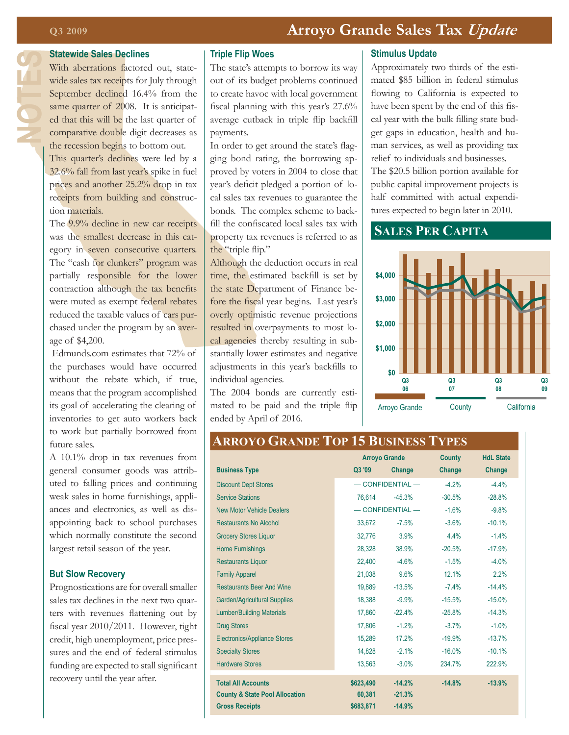## Statewide Sales Declines

With aberrations factored out, statewide sales tax receipts for July through September declined 16.4% from the same quarter of 2008. It is anticipated that this will be the last quarter of comparative double digit decreases as the recession begins to bottom out.

This quarter's declines were led by a 32.6% fall from last year's spike in fuel prices and another 25.2% drop in tax receipts from building and construction materials.

The 9.9% decline in new car receipts was the smallest decrease in this category in seven consecutive quarters. The "cash for clunkers" program was partially responsible for the lower contraction although the tax benefits were muted as exempt federal rebates reduced the taxable values of cars purchased under the program by an average of $4,200.

Edmunds.com estimates that 72% of the purchases would have occurred without the rebate which, if true, means that the program accomplished its goal of accelerating the clearing of inventories to get auto workers back to work but partially borrowed from future sales.

A 10.1% drop in tax revenues from general consumer goods was attributed to falling prices and continuing weak sales in home furnishings, appliances and electronics, as well as disappointing back to school purchases which normally constitute the second largest retail season of the year.

## But Slow Recovery

Prognostications are for overall smaller sales tax declines in the next two quarters with revenues flattening out by fiscal year 2010/2011. However, tight credit, high unemployment, price pressures and the end of federal stimulus funding are expected to stall significant recovery until the year after.

## Triple Flip Woes

The state's attempts to borrow its way out of its budget problems continued to create havoc with local government fiscal planning with this year's 27.6% average cutback in triple flip backfill payments.

In order to get around the state's flagging bond rating, the borrowing approved by voters in 2004 to close that year's deficit pledged a portion of local sales tax revenues to guarantee the bonds. The complex scheme to backfill the confiscated local sales tax with property tax revenues is referred to as the "triple flip."

Although the deduction occurs in real time, the estimated backfill is set by the state Department of Finance before the fiscal year begins. Last year's overly optimistic revenue projections resulted in overpayments to most local agencies thereby resulting in substantially lower estimates and negative adjustments in this year's backfills to individual agencies.

The 2004 bonds are currently estimated to be paid and the triple flip ended by April of 2016.

## Stimulus Update

Approximately two thirds of the estimated $85 billion in federal stimulus flowing to California is expected to have been spent by the end of this fiscal year with the bulk filling state budget gaps in education, health and human services, as well as providing tax relief to individuals and businesses.

The $20.5 billion portion available for public capital improvement projects is half committed with actual expenditures expected to begin later in 2010.

## Sales Per Capita

$4,000
$3,000
$2,000
$1,000
$0
Q3 06
Q3 07
Q3 08
Q3 09
Arroyo Grande
County
California

## Arroyo Grande Top 15 Business Types

| Business Type | Arroyo Grande Q3 '09 | Arroyo Grande Change | County Change | HdL State Change |
|---|---|---|---|---|
| Discount Dept Stores | — CONFIDENTIAL — | | -4.2% | -4.4% |
| Service Stations | 76,614 | -45.3% | -30.5% | -28.8% |
| New Motor Vehicle Dealers | — CONFIDENTIAL — | | -1.6% | -9.8% |
| Restaurants No Alcohol | 33,672 | -7.5% | -3.6% | -10.1% |
| Grocery Stores Liquor | 32,776 | 3.9% | 4.4% | -1.4% |
| Home Furnishings | 28,328 | 38.9% | -20.5% | -17.9% |
| Restaurants Liquor | 22,400 | -4.6% | -1.5% | -4.0% |
| Family Apparel | 21,038 | 9.6% | 12.1% | 2.2% |
| Restaurants Beer And Wine | 19,889 | -13.5% | -7.4% | -14.4% |
| Garden/Agricultural Supplies | 18,388 | -9.9% | -15.5% | -15.0% |
| Lumber/Building Materials | 17,860 | -22.4% | -25.8% | -14.3% |
| Drug Stores | 17,806 | -1.2% | -3.7% | -1.0% |
| Electronics/Appliance Stores | 15,289 | 17.2% | -19.9% | -13.7% |
| Specialty Stores | 14,828 | -2.1% | -16.0% | -10.1% |
| Hardware Stores | 13,563 | -3.0% | 234.7% | 222.9% |
| **Total All Accounts** | **$623,490** | **-14.2%** | **-14.8%** | **-13.9%** |
| **County & State Pool Allocation** | **60,381** | **-21.3%** | | |
| **Gross Receipts** | **$683,871** | **-14.9%** | | |